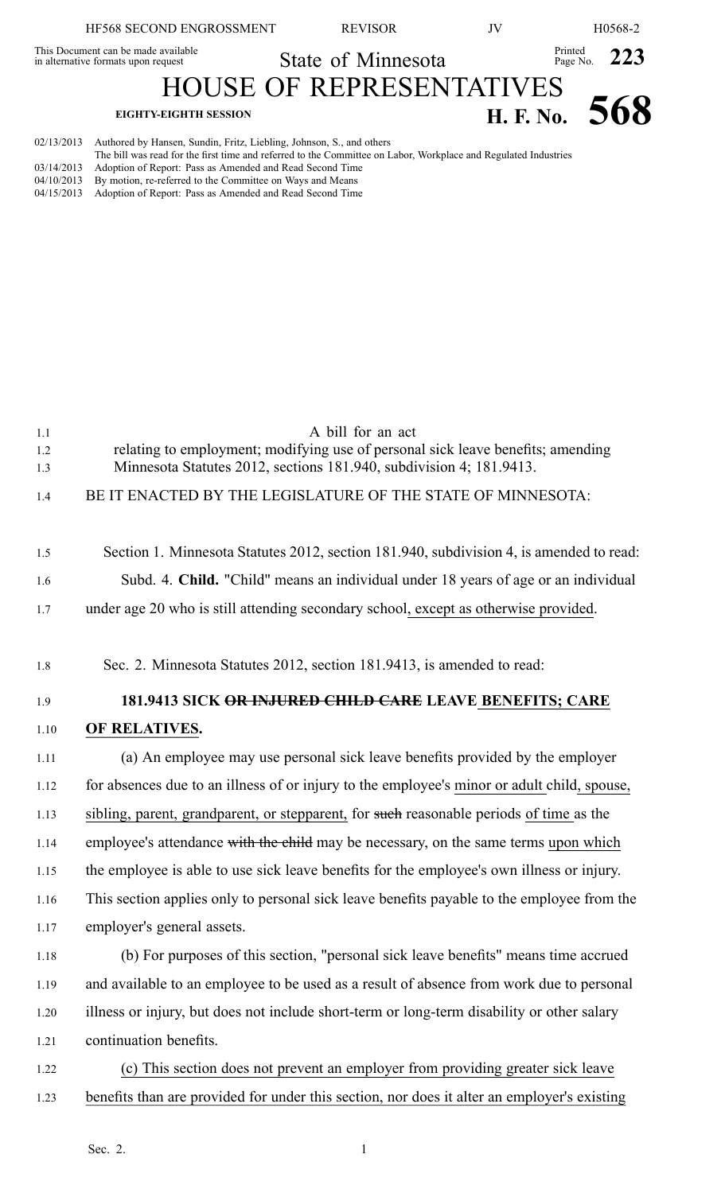HF568 SECOND ENGROSSMENT REVISOR JV H0568-2

This Document can be made available in alternative formats upon request

State of Minnesota

Printed Page No. **223**

# HOUSE OF REPRESENTATIVES

**EIGHTY-EIGHTH SESSION** **H. F. No. 568**

02/13/2013 Authored by Hansen, Sundin, Fritz, Liebling, Johnson, S., and others
The bill was read for the first time and referred to the Committee on Labor, Workplace and Regulated Industries
03/14/2013 Adoption of Report: Pass as Amended and Read Second Time
04/10/2013 By motion, re-referred to the Committee on Ways and Means
04/15/2013 Adoption of Report: Pass as Amended and Read Second Time

1.1 A bill for an act
1.2 relating to employment; modifying use of personal sick leave benefits; amending
1.3 Minnesota Statutes 2012, sections 181.940, subdivision 4; 181.9413.

1.4 BE IT ENACTED BY THE LEGISLATURE OF THE STATE OF MINNESOTA:

1.5 Section 1. Minnesota Statutes 2012, section 181.940, subdivision 4, is amended to read:

1.6 Subd. 4. **Child.** "Child" means an individual under 18 years of age or an individual
1.7 under age 20 who is still attending secondary school, except as otherwise provided.

1.8 Sec. 2. Minnesota Statutes 2012, section 181.9413, is amended to read:

1.9 **181.9413 SICK ~~OR INJURED CHILD CARE~~ LEAVE BENEFITS; CARE**
1.10 **OF RELATIVES.**

1.11 (a) An employee may use personal sick leave benefits provided by the employer
1.12 for absences due to an illness of or injury to the employee's minor or adult child, spouse,
1.13 sibling, parent, grandparent, or stepparent, for ~~such~~ reasonable periods of time as the
1.14 employee's attendance ~~with the child~~ may be necessary, on the same terms upon which
1.15 the employee is able to use sick leave benefits for the employee's own illness or injury.
1.16 This section applies only to personal sick leave benefits payable to the employee from the
1.17 employer's general assets.

1.18 (b) For purposes of this section, "personal sick leave benefits" means time accrued
1.19 and available to an employee to be used as a result of absence from work due to personal
1.20 illness or injury, but does not include short-term or long-term disability or other salary
1.21 continuation benefits.

1.22 (c) This section does not prevent an employer from providing greater sick leave
1.23 benefits than are provided for under this section, nor does it alter an employer's existing

Sec. 2.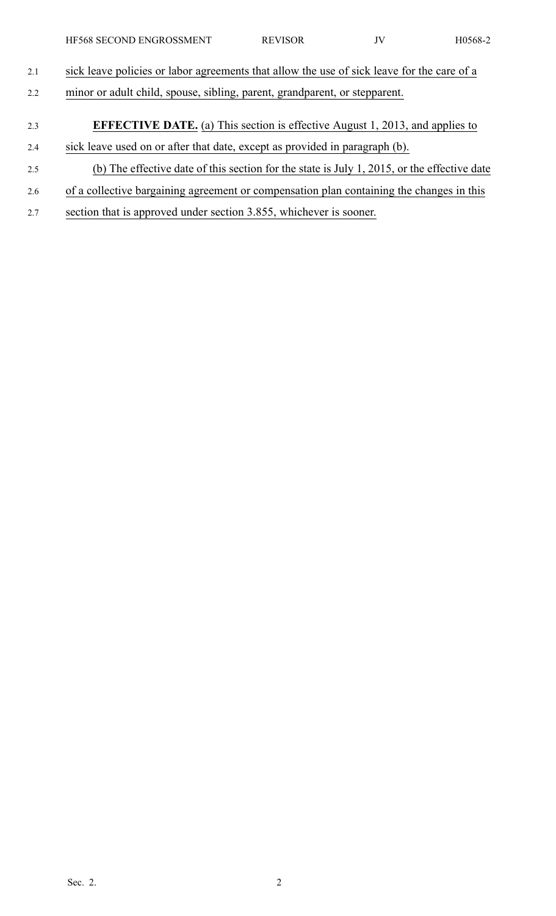sick leave policies or labor agreements that allow the use of sick leave for the care of a minor or adult child, spouse, sibling, parent, grandparent, or stepparent.

**EFFECTIVE DATE.** (a) This section is effective August 1, 2013, and applies to sick leave used on or after that date, except as provided in paragraph (b).

(b) The effective date of this section for the state is July 1, 2015, or the effective date of a collective bargaining agreement or compensation plan containing the changes in this section that is approved under section 3.855, whichever is sooner.